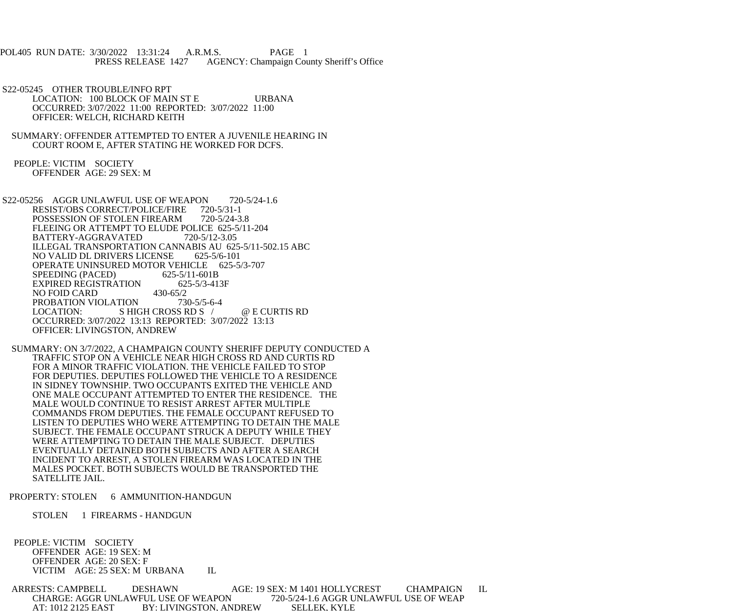POL405 RUN DATE: 3/30/2022 13:31:24 A.R.M.S. PAGE 1
PRESS RELEASE 1427 AGENCY: Champaign County Sheriff's Office

S22-05245 OTHER TROUBLE/INFO RPT
LOCATION: 100 BLOCK OF MAIN ST E URBANA
OCCURRED: 3/07/2022 11:00 REPORTED: 3/07/2022 11:00
OFFICER: WELCH, RICHARD KEITH

SUMMARY: OFFENDER ATTEMPTED TO ENTER A JUVENILE HEARING IN COURT ROOM E, AFTER STATING HE WORKED FOR DCFS.

PEOPLE: VICTIM SOCIETY
OFFENDER AGE: 29 SEX: M

S22-05256 AGGR UNLAWFUL USE OF WEAPON 720-5/24-1.6
RESIST/OBS CORRECT/POLICE/FIRE 720-5/31-1
POSSESSION OF STOLEN FIREARM 720-5/24-3.8
FLEEING OR ATTEMPT TO ELUDE POLICE 625-5/11-204
BATTERY-AGGRAVATED 720-5/12-3.05
ILLEGAL TRANSPORTATION CANNABIS AU 625-5/11-502.15 ABC
NO VALID DL DRIVERS LICENSE 625-5/6-101
OPERATE UNINSURED MOTOR VEHICLE 625-5/3-707
SPEEDING (PACED) 625-5/11-601B
EXPIRED REGISTRATION 625-5/3-413F
NO FOID CARD 430-65/2
PROBATION VIOLATION 730-5/5-6-4
LOCATION: S HIGH CROSS RD S / @ E CURTIS RD
OCCURRED: 3/07/2022 13:13 REPORTED: 3/07/2022 13:13
OFFICER: LIVINGSTON, ANDREW

SUMMARY: ON 3/7/2022, A CHAMPAIGN COUNTY SHERIFF DEPUTY CONDUCTED A TRAFFIC STOP ON A VEHICLE NEAR HIGH CROSS RD AND CURTIS RD FOR A MINOR TRAFFIC VIOLATION. THE VEHICLE FAILED TO STOP FOR DEPUTIES. DEPUTIES FOLLOWED THE VEHICLE TO A RESIDENCE IN SIDNEY TOWNSHIP. TWO OCCUPANTS EXITED THE VEHICLE AND ONE MALE OCCUPANT ATTEMPTED TO ENTER THE RESIDENCE. THE MALE WOULD CONTINUE TO RESIST ARREST AFTER MULTIPLE COMMANDS FROM DEPUTIES. THE FEMALE OCCUPANT REFUSED TO LISTEN TO DEPUTIES WHO WERE ATTEMPTING TO DETAIN THE MALE SUBJECT. THE FEMALE OCCUPANT STRUCK A DEPUTY WHILE THEY WERE ATTEMPTING TO DETAIN THE MALE SUBJECT. DEPUTIES EVENTUALLY DETAINED BOTH SUBJECTS AND AFTER A SEARCH INCIDENT TO ARREST, A STOLEN FIREARM WAS LOCATED IN THE MALES POCKET. BOTH SUBJECTS WOULD BE TRANSPORTED THE SATELLITE JAIL.

PROPERTY: STOLEN 6 AMMUNITION-HANDGUN

STOLEN 1 FIREARMS - HANDGUN

PEOPLE: VICTIM SOCIETY
OFFENDER AGE: 19 SEX: M
OFFENDER AGE: 20 SEX: F
VICTIM AGE: 25 SEX: M URBANA IL

ARRESTS: CAMPBELL DESHAWN AGE: 19 SEX: M 1401 HOLLYCREST CHAMPAIGN IL
CHARGE: AGGR UNLAWFUL USE OF WEAPON 720-5/24-1.6 AGGR UNLAWFUL USE OF WEAP
AT: 1012 2125 EAST BY: LIVINGSTON, ANDREW SELLEK, KYLE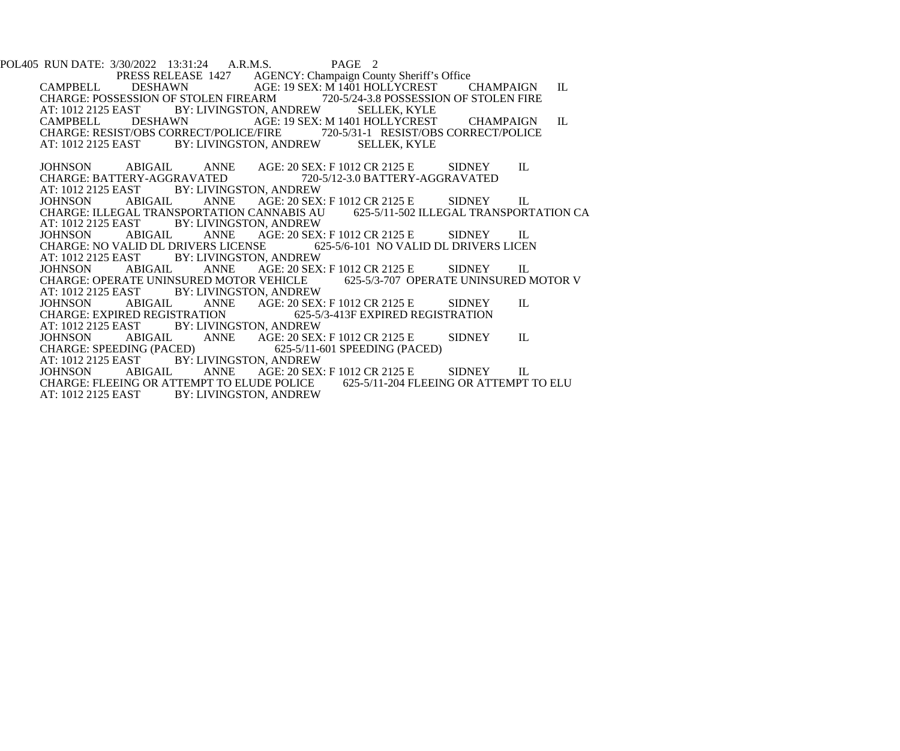POL405 RUN DATE: 3/30/2022 13:31:24 A.R.M.S. PAGE 2

PRESS RELEASE 1427 AGENCY: Champaign County Sheriff's Office

CAMPBELL DESHAWN AGE: 19 SEX: M 1401 HOLLYCREST CHAMPAIGN IL
CHARGE: POSSESSION OF STOLEN FIREARM 720-5/24-3.8 POSSESSION OF STOLEN FIRE
AT: 1012 2125 EAST BY: LIVINGSTON, ANDREW SELLEK, KYLE

CAMPBELL DESHAWN AGE: 19 SEX: M 1401 HOLLYCREST CHAMPAIGN IL
CHARGE: RESIST/OBS CORRECT/POLICE/FIRE 720-5/31-1 RESIST/OBS CORRECT/POLICE
AT: 1012 2125 EAST BY: LIVINGSTON, ANDREW SELLEK, KYLE

JOHNSON ABIGAIL ANNE AGE: 20 SEX: F 1012 CR 2125 E SIDNEY IL
CHARGE: BATTERY-AGGRAVATED 720-5/12-3.0 BATTERY-AGGRAVATED
AT: 1012 2125 EAST BY: LIVINGSTON, ANDREW

JOHNSON ABIGAIL ANNE AGE: 20 SEX: F 1012 CR 2125 E SIDNEY IL
CHARGE: ILLEGAL TRANSPORTATION CANNABIS AU 625-5/11-502 ILLEGAL TRANSPORTATION CA
AT: 1012 2125 EAST BY: LIVINGSTON, ANDREW

JOHNSON ABIGAIL ANNE AGE: 20 SEX: F 1012 CR 2125 E SIDNEY IL
CHARGE: NO VALID DL DRIVERS LICENSE 625-5/6-101 NO VALID DL DRIVERS LICEN
AT: 1012 2125 EAST BY: LIVINGSTON, ANDREW

JOHNSON ABIGAIL ANNE AGE: 20 SEX: F 1012 CR 2125 E SIDNEY IL
CHARGE: OPERATE UNINSURED MOTOR VEHICLE 625-5/3-707 OPERATE UNINSURED MOTOR V
AT: 1012 2125 EAST BY: LIVINGSTON, ANDREW

JOHNSON ABIGAIL ANNE AGE: 20 SEX: F 1012 CR 2125 E SIDNEY IL
CHARGE: EXPIRED REGISTRATION 625-5/3-413F EXPIRED REGISTRATION
AT: 1012 2125 EAST BY: LIVINGSTON, ANDREW

JOHNSON ABIGAIL ANNE AGE: 20 SEX: F 1012 CR 2125 E SIDNEY IL
CHARGE: SPEEDING (PACED) 625-5/11-601 SPEEDING (PACED)
AT: 1012 2125 EAST BY: LIVINGSTON, ANDREW

JOHNSON ABIGAIL ANNE AGE: 20 SEX: F 1012 CR 2125 E SIDNEY IL
CHARGE: FLEEING OR ATTEMPT TO ELUDE POLICE 625-5/11-204 FLEEING OR ATTEMPT TO ELU
AT: 1012 2125 EAST BY: LIVINGSTON, ANDREW